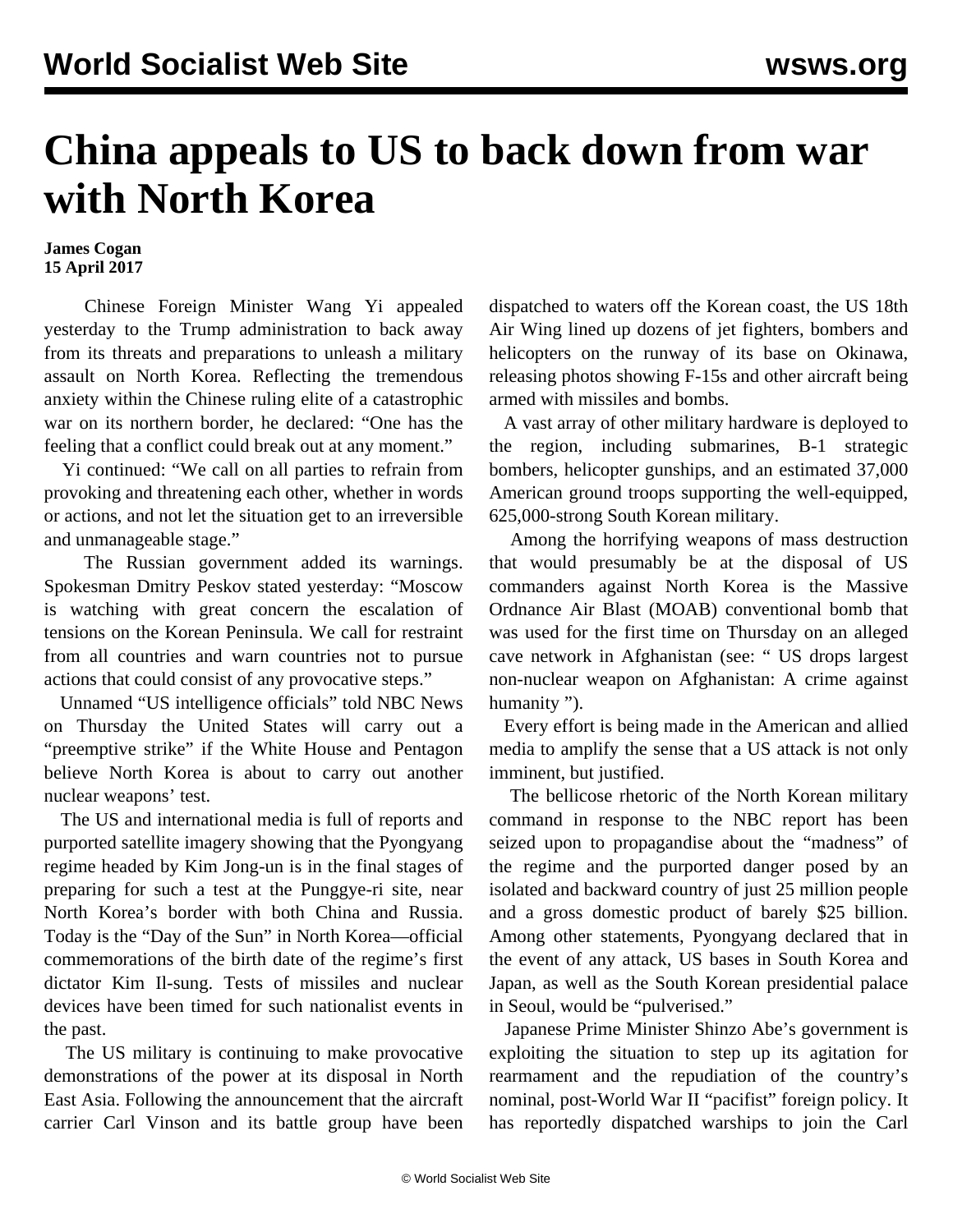# China appeals to US to back down from war with North Korea

**James Cogan**
**15 April 2017**

Chinese Foreign Minister Wang Yi appealed yesterday to the Trump administration to back away from its threats and preparations to unleash a military assault on North Korea. Reflecting the tremendous anxiety within the Chinese ruling elite of a catastrophic war on its northern border, he declared: "One has the feeling that a conflict could break out at any moment."

Yi continued: "We call on all parties to refrain from provoking and threatening each other, whether in words or actions, and not let the situation get to an irreversible and unmanageable stage."

The Russian government added its warnings. Spokesman Dmitry Peskov stated yesterday: "Moscow is watching with great concern the escalation of tensions on the Korean Peninsula. We call for restraint from all countries and warn countries not to pursue actions that could consist of any provocative steps."

Unnamed "US intelligence officials" told NBC News on Thursday the United States will carry out a "preemptive strike" if the White House and Pentagon believe North Korea is about to carry out another nuclear weapons' test.

The US and international media is full of reports and purported satellite imagery showing that the Pyongyang regime headed by Kim Jong-un is in the final stages of preparing for such a test at the Punggye-ri site, near North Korea's border with both China and Russia. Today is the "Day of the Sun" in North Korea—official commemorations of the birth date of the regime's first dictator Kim Il-sung. Tests of missiles and nuclear devices have been timed for such nationalist events in the past.

The US military is continuing to make provocative demonstrations of the power at its disposal in North East Asia. Following the announcement that the aircraft carrier Carl Vinson and its battle group have been dispatched to waters off the Korean coast, the US 18th Air Wing lined up dozens of jet fighters, bombers and helicopters on the runway of its base on Okinawa, releasing photos showing F-15s and other aircraft being armed with missiles and bombs.

A vast array of other military hardware is deployed to the region, including submarines, B-1 strategic bombers, helicopter gunships, and an estimated 37,000 American ground troops supporting the well-equipped, 625,000-strong South Korean military.

Among the horrifying weapons of mass destruction that would presumably be at the disposal of US commanders against North Korea is the Massive Ordnance Air Blast (MOAB) conventional bomb that was used for the first time on Thursday on an alleged cave network in Afghanistan (see: " US drops largest non-nuclear weapon on Afghanistan: A crime against humanity ").

Every effort is being made in the American and allied media to amplify the sense that a US attack is not only imminent, but justified.

The bellicose rhetoric of the North Korean military command in response to the NBC report has been seized upon to propagandise about the "madness" of the regime and the purported danger posed by an isolated and backward country of just 25 million people and a gross domestic product of barely $25 billion. Among other statements, Pyongyang declared that in the event of any attack, US bases in South Korea and Japan, as well as the South Korean presidential palace in Seoul, would be "pulverised."

Japanese Prime Minister Shinzo Abe's government is exploiting the situation to step up its agitation for rearmament and the repudiation of the country's nominal, post-World War II "pacifist" foreign policy. It has reportedly dispatched warships to join the Carl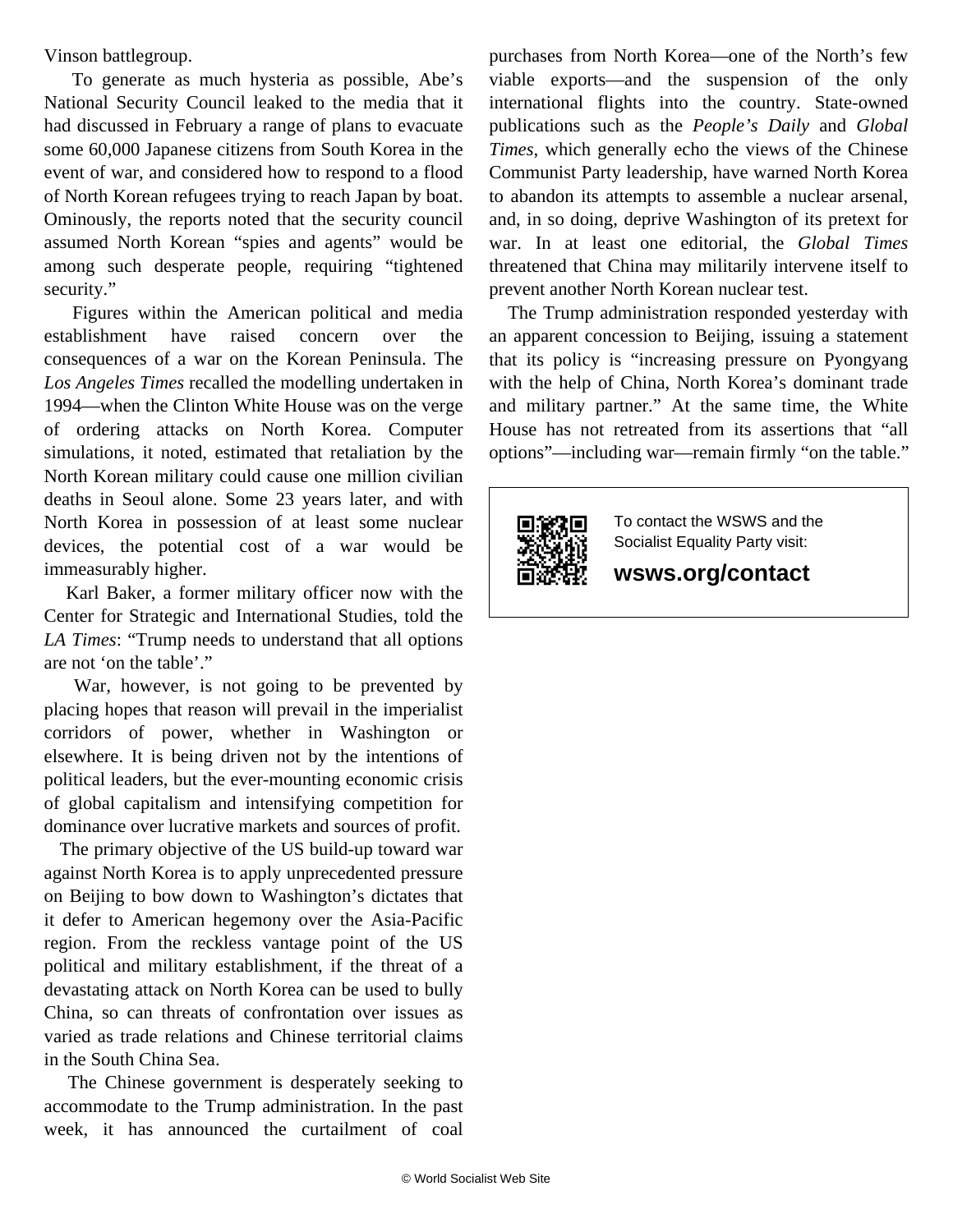Vinson battlegroup.

To generate as much hysteria as possible, Abe's National Security Council leaked to the media that it had discussed in February a range of plans to evacuate some 60,000 Japanese citizens from South Korea in the event of war, and considered how to respond to a flood of North Korean refugees trying to reach Japan by boat. Ominously, the reports noted that the security council assumed North Korean "spies and agents" would be among such desperate people, requiring "tightened security."

Figures within the American political and media establishment have raised concern over the consequences of a war on the Korean Peninsula. The *Los Angeles Times* recalled the modelling undertaken in 1994—when the Clinton White House was on the verge of ordering attacks on North Korea. Computer simulations, it noted, estimated that retaliation by the North Korean military could cause one million civilian deaths in Seoul alone. Some 23 years later, and with North Korea in possession of at least some nuclear devices, the potential cost of a war would be immeasurably higher.

Karl Baker, a former military officer now with the Center for Strategic and International Studies, told the *LA Times*: "Trump needs to understand that all options are not 'on the table'."

War, however, is not going to be prevented by placing hopes that reason will prevail in the imperialist corridors of power, whether in Washington or elsewhere. It is being driven not by the intentions of political leaders, but the ever-mounting economic crisis of global capitalism and intensifying competition for dominance over lucrative markets and sources of profit.

The primary objective of the US build-up toward war against North Korea is to apply unprecedented pressure on Beijing to bow down to Washington's dictates that it defer to American hegemony over the Asia-Pacific region. From the reckless vantage point of the US political and military establishment, if the threat of a devastating attack on North Korea can be used to bully China, so can threats of confrontation over issues as varied as trade relations and Chinese territorial claims in the South China Sea.

The Chinese government is desperately seeking to accommodate to the Trump administration. In the past week, it has announced the curtailment of coal purchases from North Korea—one of the North's few viable exports—and the suspension of the only international flights into the country. State-owned publications such as the *People's Daily* and *Global Times*, which generally echo the views of the Chinese Communist Party leadership, have warned North Korea to abandon its attempts to assemble a nuclear arsenal, and, in so doing, deprive Washington of its pretext for war. In at least one editorial, the *Global Times* threatened that China may militarily intervene itself to prevent another North Korean nuclear test.

The Trump administration responded yesterday with an apparent concession to Beijing, issuing a statement that its policy is "increasing pressure on Pyongyang with the help of China, North Korea's dominant trade and military partner." At the same time, the White House has not retreated from its assertions that "all options"—including war—remain firmly "on the table."

To contact the WSWS and the Socialist Equality Party visit:

**wsws.org/contact**